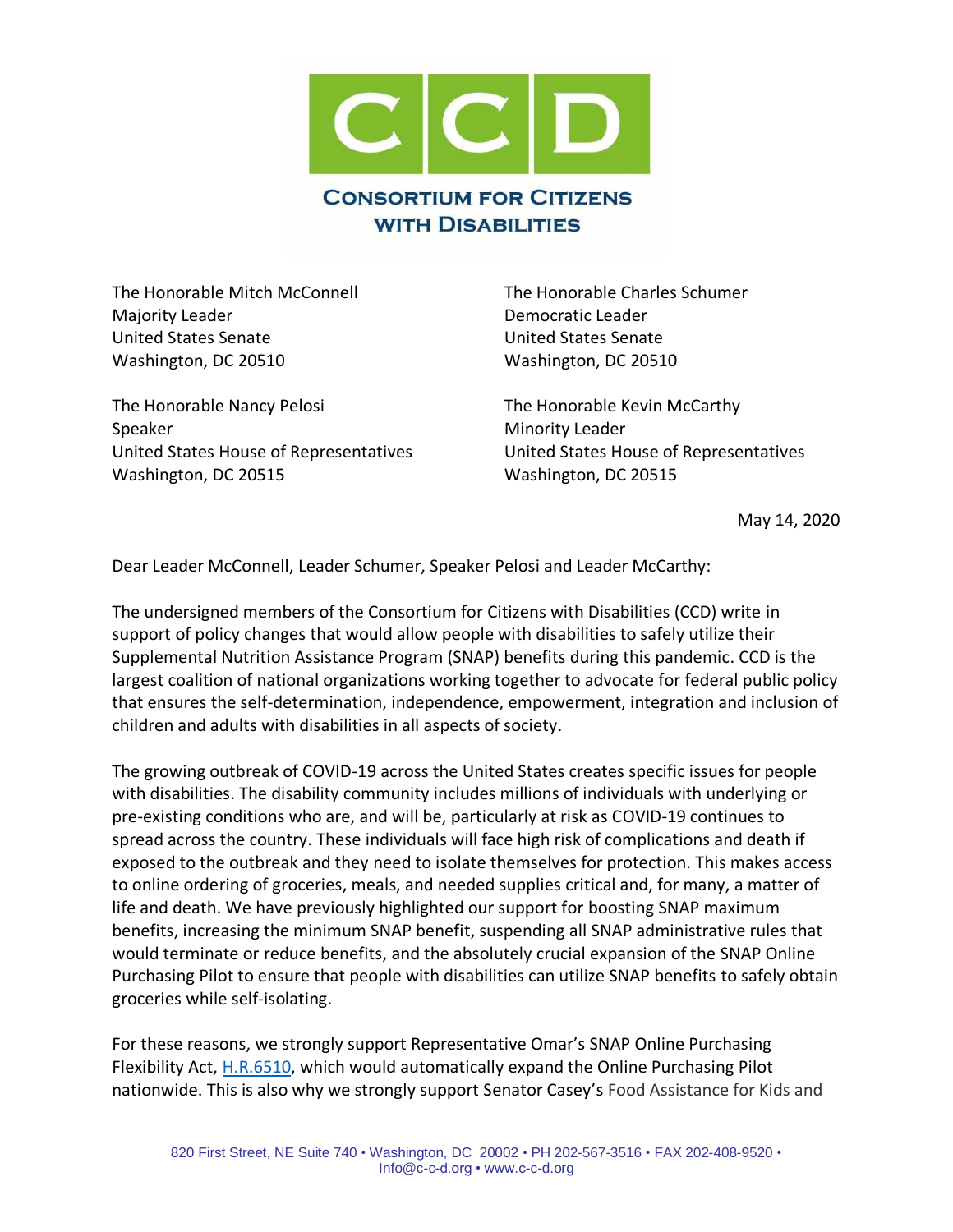# CCD

## Consortium for Citizens with Disabilities

The Honorable Mitch McConnell
Majority Leader
United States Senate
Washington, DC 20510

The Honorable Charles Schumer
Democratic Leader
United States Senate
Washington, DC 20510

The Honorable Nancy Pelosi
Speaker
United States House of Representatives
Washington, DC 20515

The Honorable Kevin McCarthy
Minority Leader
United States House of Representatives
Washington, DC 20515

May 14, 2020

Dear Leader McConnell, Leader Schumer, Speaker Pelosi and Leader McCarthy:

The undersigned members of the Consortium for Citizens with Disabilities (CCD) write in support of policy changes that would allow people with disabilities to safely utilize their Supplemental Nutrition Assistance Program (SNAP) benefits during this pandemic. CCD is the largest coalition of national organizations working together to advocate for federal public policy that ensures the self-determination, independence, empowerment, integration and inclusion of children and adults with disabilities in all aspects of society.

The growing outbreak of COVID-19 across the United States creates specific issues for people with disabilities. The disability community includes millions of individuals with underlying or pre-existing conditions who are, and will be, particularly at risk as COVID-19 continues to spread across the country. These individuals will face high risk of complications and death if exposed to the outbreak and they need to isolate themselves for protection. This makes access to online ordering of groceries, meals, and needed supplies critical and, for many, a matter of life and death. We have previously highlighted our support for boosting SNAP maximum benefits, increasing the minimum SNAP benefit, suspending all SNAP administrative rules that would terminate or reduce benefits, and the absolutely crucial expansion of the SNAP Online Purchasing Pilot to ensure that people with disabilities can utilize SNAP benefits to safely obtain groceries while self-isolating.

For these reasons, we strongly support Representative Omar's SNAP Online Purchasing Flexibility Act, H.R.6510, which would automatically expand the Online Purchasing Pilot nationwide. This is also why we strongly support Senator Casey's Food Assistance for Kids and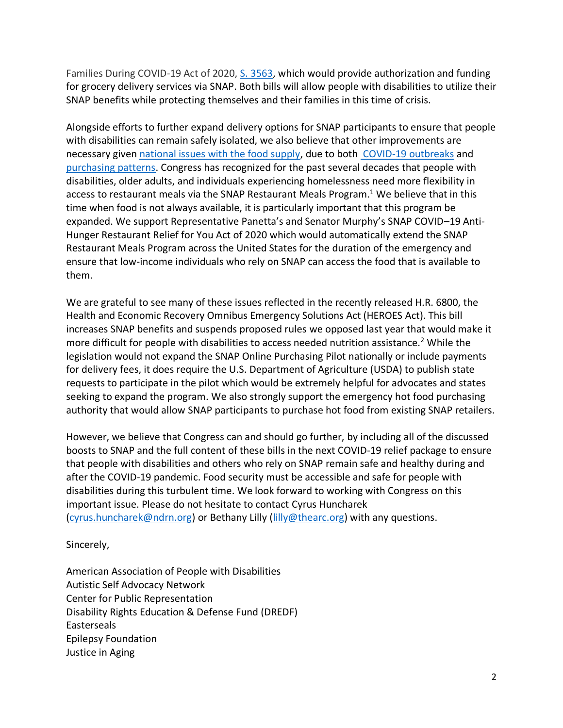Families During COVID-19 Act of 2020, [S. 3563](), which would provide authorization and funding for grocery delivery services via SNAP. Both bills will allow people with disabilities to utilize their SNAP benefits while protecting themselves and their families in this time of crisis.

Alongside efforts to further expand delivery options for SNAP participants to ensure that people with disabilities can remain safely isolated, we also believe that other improvements are necessary given [national issues with the food supply](), due to both [COVID-19 outbreaks]() and [purchasing patterns](). Congress has recognized for the past several decades that people with disabilities, older adults, and individuals experiencing homelessness need more flexibility in access to restaurant meals via the SNAP Restaurant Meals Program.[1] We believe that in this time when food is not always available, it is particularly important that this program be expanded. We support Representative Panetta's and Senator Murphy's SNAP COVID–19 Anti-Hunger Restaurant Relief for You Act of 2020 which would automatically extend the SNAP Restaurant Meals Program across the United States for the duration of the emergency and ensure that low-income individuals who rely on SNAP can access the food that is available to them.

We are grateful to see many of these issues reflected in the recently released H.R. 6800, the Health and Economic Recovery Omnibus Emergency Solutions Act (HEROES Act). This bill increases SNAP benefits and suspends proposed rules we opposed last year that would make it more difficult for people with disabilities to access needed nutrition assistance.[2] While the legislation would not expand the SNAP Online Purchasing Pilot nationally or include payments for delivery fees, it does require the U.S. Department of Agriculture (USDA) to publish state requests to participate in the pilot which would be extremely helpful for advocates and states seeking to expand the program. We also strongly support the emergency hot food purchasing authority that would allow SNAP participants to purchase hot food from existing SNAP retailers.

However, we believe that Congress can and should go further, by including all of the discussed boosts to SNAP and the full content of these bills in the next COVID-19 relief package to ensure that people with disabilities and others who rely on SNAP remain safe and healthy during and after the COVID-19 pandemic. Food security must be accessible and safe for people with disabilities during this turbulent time. We look forward to working with Congress on this important issue. Please do not hesitate to contact Cyrus Huncharek ([cyrus.huncharek@ndrn.org](mailto:cyrus.huncharek@ndrn.org)) or Bethany Lilly ([lilly@thearc.org](mailto:lilly@thearc.org)) with any questions.

Sincerely,

American Association of People with Disabilities
Autistic Self Advocacy Network
Center for Public Representation
Disability Rights Education & Defense Fund (DREDF)
Easterseals
Epilepsy Foundation
Justice in Aging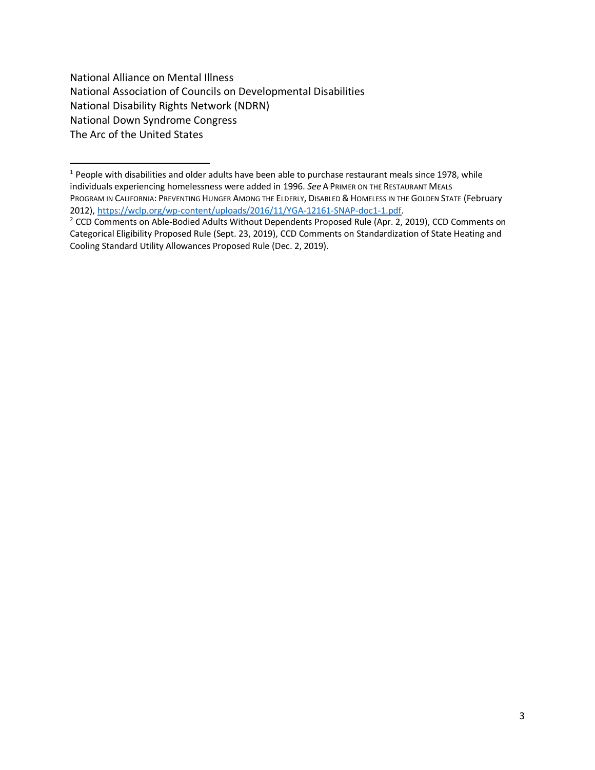National Alliance on Mental Illness
National Association of Councils on Developmental Disabilities
National Disability Rights Network (NDRN)
National Down Syndrome Congress
The Arc of the United States

---

[1] People with disabilities and older adults have been able to purchase restaurant meals since 1978, while individuals experiencing homelessness were added in 1996. *See* A PRIMER ON THE RESTAURANT MEALS PROGRAM IN CALIFORNIA: PREVENTING HUNGER AMONG THE ELDERLY, DISABLED & HOMELESS IN THE GOLDEN STATE (February 2012), https://wclp.org/wp-content/uploads/2016/11/YGA-12161-SNAP-doc1-1.pdf.

[2] CCD Comments on Able-Bodied Adults Without Dependents Proposed Rule (Apr. 2, 2019), CCD Comments on Categorical Eligibility Proposed Rule (Sept. 23, 2019), CCD Comments on Standardization of State Heating and Cooling Standard Utility Allowances Proposed Rule (Dec. 2, 2019).